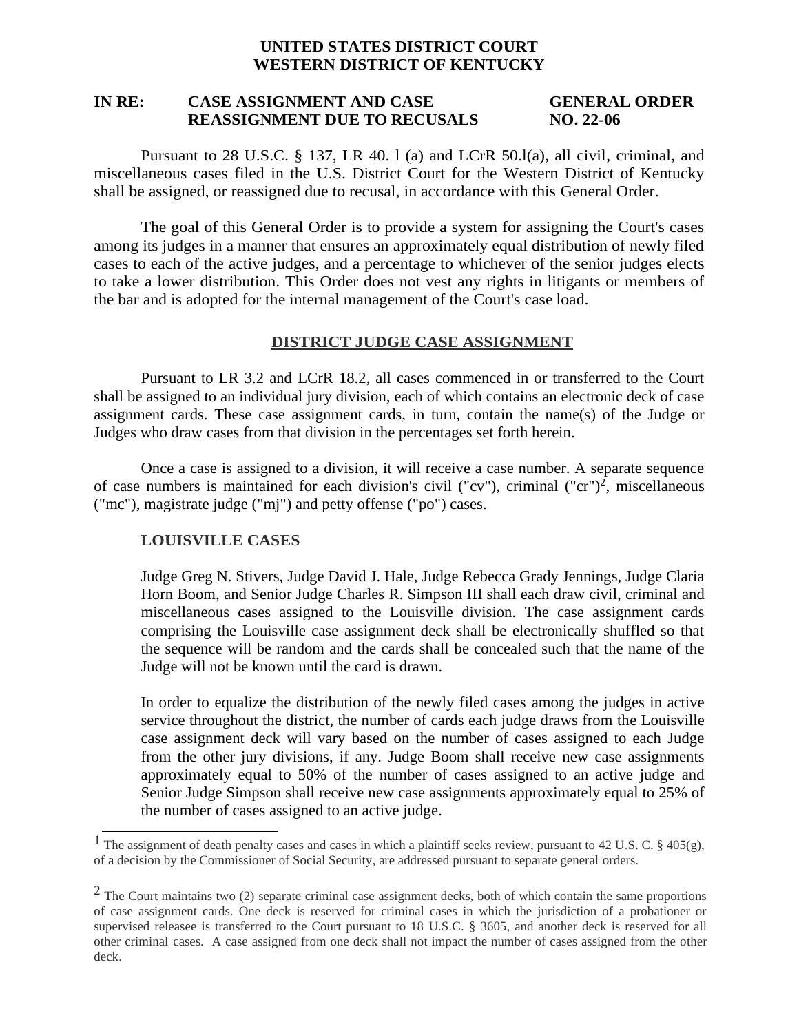**UNITED STATES DISTRICT COURT**
**WESTERN DISTRICT OF KENTUCKY**

**IN RE: CASE ASSIGNMENT AND CASE REASSIGNMENT DUE TO RECUSALS** | **GENERAL ORDER NO. 22-06**

Pursuant to 28 U.S.C. § 137, LR 40. l (a) and LCrR 50.l(a), all civil, criminal, and miscellaneous cases filed in the U.S. District Court for the Western District of Kentucky shall be assigned, or reassigned due to recusal, in accordance with this General Order.

The goal of this General Order is to provide a system for assigning the Court's cases among its judges in a manner that ensures an approximately equal distribution of newly filed cases to each of the active judges, and a percentage to whichever of the senior judges elects to take a lower distribution. This Order does not vest any rights in litigants or members of the bar and is adopted for the internal management of the Court's case load.

## DISTRICT JUDGE CASE ASSIGNMENT

Pursuant to LR 3.2 and LCrR 18.2, all cases commenced in or transferred to the Court shall be assigned to an individual jury division, each of which contains an electronic deck of case assignment cards. These case assignment cards, in turn, contain the name(s) of the Judge or Judges who draw cases from that division in the percentages set forth herein.

Once a case is assigned to a division, it will receive a case number. A separate sequence of case numbers is maintained for each division's civil ("cv"), criminal ("cr")[2], miscellaneous ("mc"), magistrate judge ("mj") and petty offense ("po") cases.

### LOUISVILLE CASES

Judge Greg N. Stivers, Judge David J. Hale, Judge Rebecca Grady Jennings, Judge Claria Horn Boom, and Senior Judge Charles R. Simpson III shall each draw civil, criminal and miscellaneous cases assigned to the Louisville division. The case assignment cards comprising the Louisville case assignment deck shall be electronically shuffled so that the sequence will be random and the cards shall be concealed such that the name of the Judge will not be known until the card is drawn.

In order to equalize the distribution of the newly filed cases among the judges in active service throughout the district, the number of cards each judge draws from the Louisville case assignment deck will vary based on the number of cases assigned to each Judge from the other jury divisions, if any. Judge Boom shall receive new case assignments approximately equal to 50% of the number of cases assigned to an active judge and Senior Judge Simpson shall receive new case assignments approximately equal to 25% of the number of cases assigned to an active judge.

---

[1] The assignment of death penalty cases and cases in which a plaintiff seeks review, pursuant to 42 U.S. C. § 405(g), of a decision by the Commissioner of Social Security, are addressed pursuant to separate general orders.

[2] The Court maintains two (2) separate criminal case assignment decks, both of which contain the same proportions of case assignment cards. One deck is reserved for criminal cases in which the jurisdiction of a probationer or supervised releasee is transferred to the Court pursuant to 18 U.S.C. § 3605, and another deck is reserved for all other criminal cases. A case assigned from one deck shall not impact the number of cases assigned from the other deck.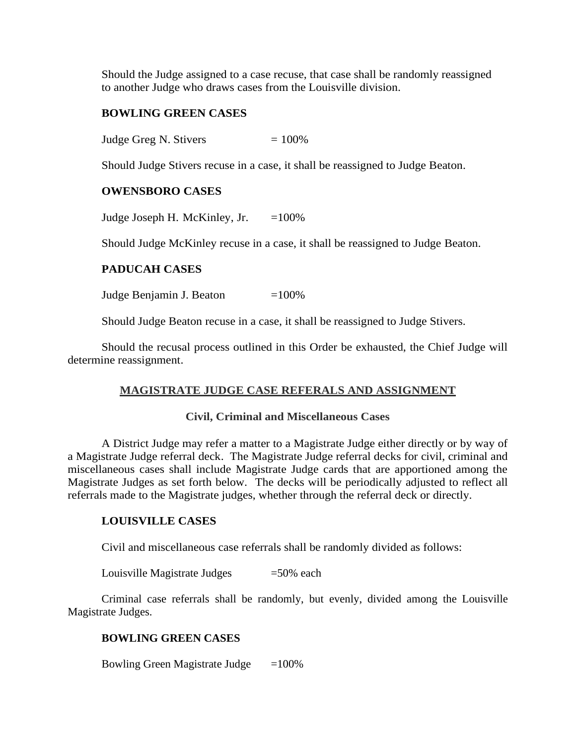Should the Judge assigned to a case recuse, that case shall be randomly reassigned to another Judge who draws cases from the Louisville division.

**BOWLING GREEN CASES**

Judge Greg N. Stivers = 100%

Should Judge Stivers recuse in a case, it shall be reassigned to Judge Beaton.

**OWENSBORO CASES**

Judge Joseph H. McKinley, Jr. =100%

Should Judge McKinley recuse in a case, it shall be reassigned to Judge Beaton.

**PADUCAH CASES**

Judge Benjamin J. Beaton =100%

Should Judge Beaton recuse in a case, it shall be reassigned to Judge Stivers.

Should the recusal process outlined in this Order be exhausted, the Chief Judge will determine reassignment.

## MAGISTRATE JUDGE CASE REFERALS AND ASSIGNMENT

### Civil, Criminal and Miscellaneous Cases

A District Judge may refer a matter to a Magistrate Judge either directly or by way of a Magistrate Judge referral deck. The Magistrate Judge referral decks for civil, criminal and miscellaneous cases shall include Magistrate Judge cards that are apportioned among the Magistrate Judges as set forth below. The decks will be periodically adjusted to reflect all referrals made to the Magistrate judges, whether through the referral deck or directly.

**LOUISVILLE CASES**

Civil and miscellaneous case referrals shall be randomly divided as follows:

Louisville Magistrate Judges =50% each

Criminal case referrals shall be randomly, but evenly, divided among the Louisville Magistrate Judges.

**BOWLING GREEN CASES**

Bowling Green Magistrate Judge =100%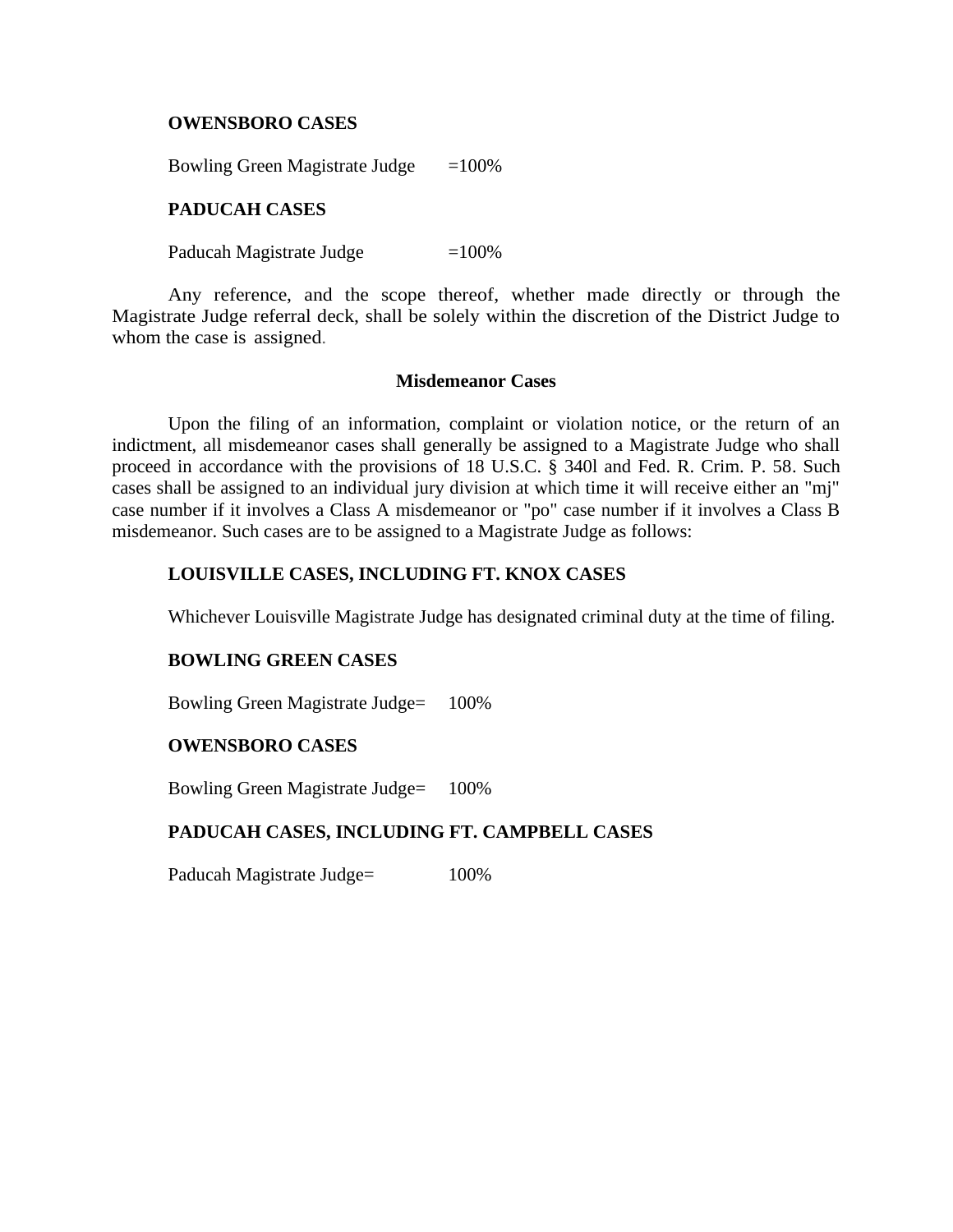**OWENSBORO CASES**

Bowling Green Magistrate Judge =100%

**PADUCAH CASES**

Paducah Magistrate Judge =100%

Any reference, and the scope thereof, whether made directly or through the Magistrate Judge referral deck, shall be solely within the discretion of the District Judge to whom the case is assigned.

**Misdemeanor Cases**

Upon the filing of an information, complaint or violation notice, or the return of an indictment, all misdemeanor cases shall generally be assigned to a Magistrate Judge who shall proceed in accordance with the provisions of 18 U.S.C. § 340l and Fed. R. Crim. P. 58. Such cases shall be assigned to an individual jury division at which time it will receive either an "mj" case number if it involves a Class A misdemeanor or "po" case number if it involves a Class B misdemeanor. Such cases are to be assigned to a Magistrate Judge as follows:

**LOUISVILLE CASES, INCLUDING FT. KNOX CASES**

Whichever Louisville Magistrate Judge has designated criminal duty at the time of filing.

**BOWLING GREEN CASES**

Bowling Green Magistrate Judge= 100%

**OWENSBORO CASES**

Bowling Green Magistrate Judge= 100%

**PADUCAH CASES, INCLUDING FT. CAMPBELL CASES**

Paducah Magistrate Judge= 100%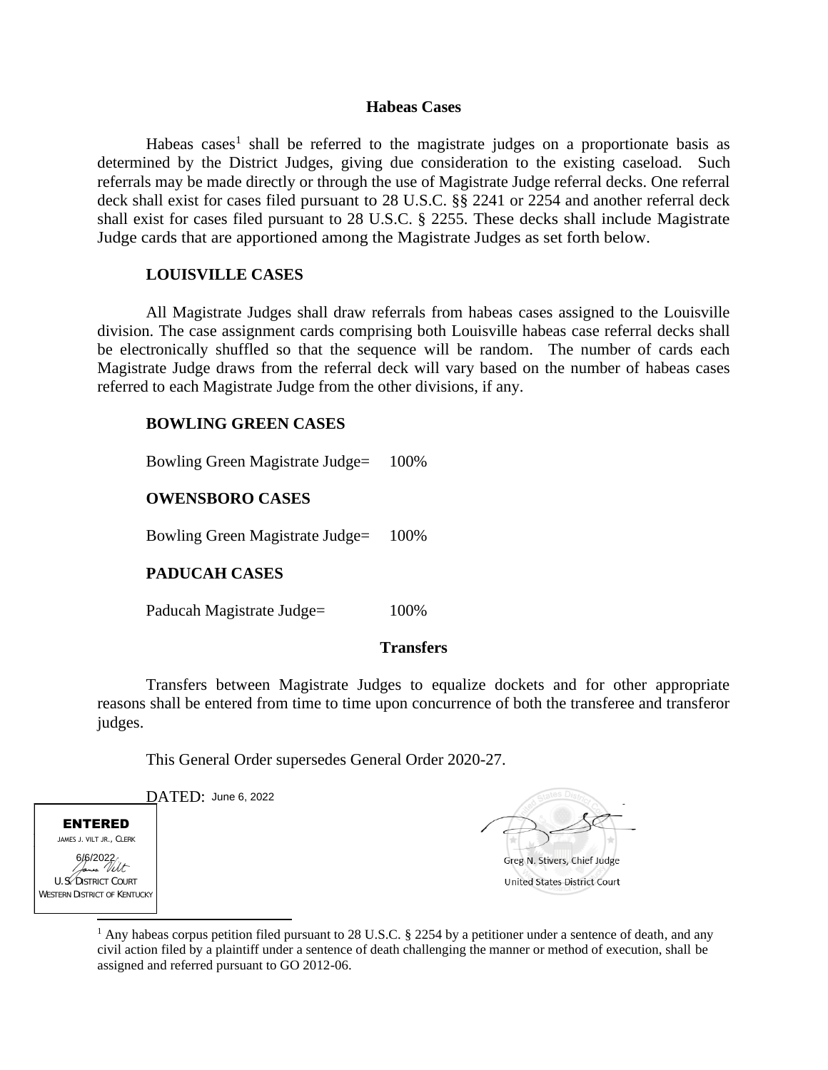## Habeas Cases

Habeas cases[1] shall be referred to the magistrate judges on a proportionate basis as determined by the District Judges, giving due consideration to the existing caseload. Such referrals may be made directly or through the use of Magistrate Judge referral decks. One referral deck shall exist for cases filed pursuant to 28 U.S.C. §§ 2241 or 2254 and another referral deck shall exist for cases filed pursuant to 28 U.S.C. § 2255. These decks shall include Magistrate Judge cards that are apportioned among the Magistrate Judges as set forth below.

**LOUISVILLE CASES**

All Magistrate Judges shall draw referrals from habeas cases assigned to the Louisville division. The case assignment cards comprising both Louisville habeas case referral decks shall be electronically shuffled so that the sequence will be random. The number of cards each Magistrate Judge draws from the referral deck will vary based on the number of habeas cases referred to each Magistrate Judge from the other divisions, if any.

**BOWLING GREEN CASES**

Bowling Green Magistrate Judge= 100%

**OWENSBORO CASES**

Bowling Green Magistrate Judge= 100%

**PADUCAH CASES**

Paducah Magistrate Judge= 100%

## Transfers

Transfers between Magistrate Judges to equalize dockets and for other appropriate reasons shall be entered from time to time upon concurrence of both the transferee and transferor judges.

This General Order supersedes General Order 2020-27.

DATED: June 6, 2022

ENTERED
JAMES J. VILT JR., CLERK
6/6/2022
U.S. DISTRICT COURT
WESTERN DISTRICT OF KENTUCKY

Greg N. Stivers, Chief Judge
United States District Court

[1] Any habeas corpus petition filed pursuant to 28 U.S.C. § 2254 by a petitioner under a sentence of death, and any civil action filed by a plaintiff under a sentence of death challenging the manner or method of execution, shall be assigned and referred pursuant to GO 2012-06.